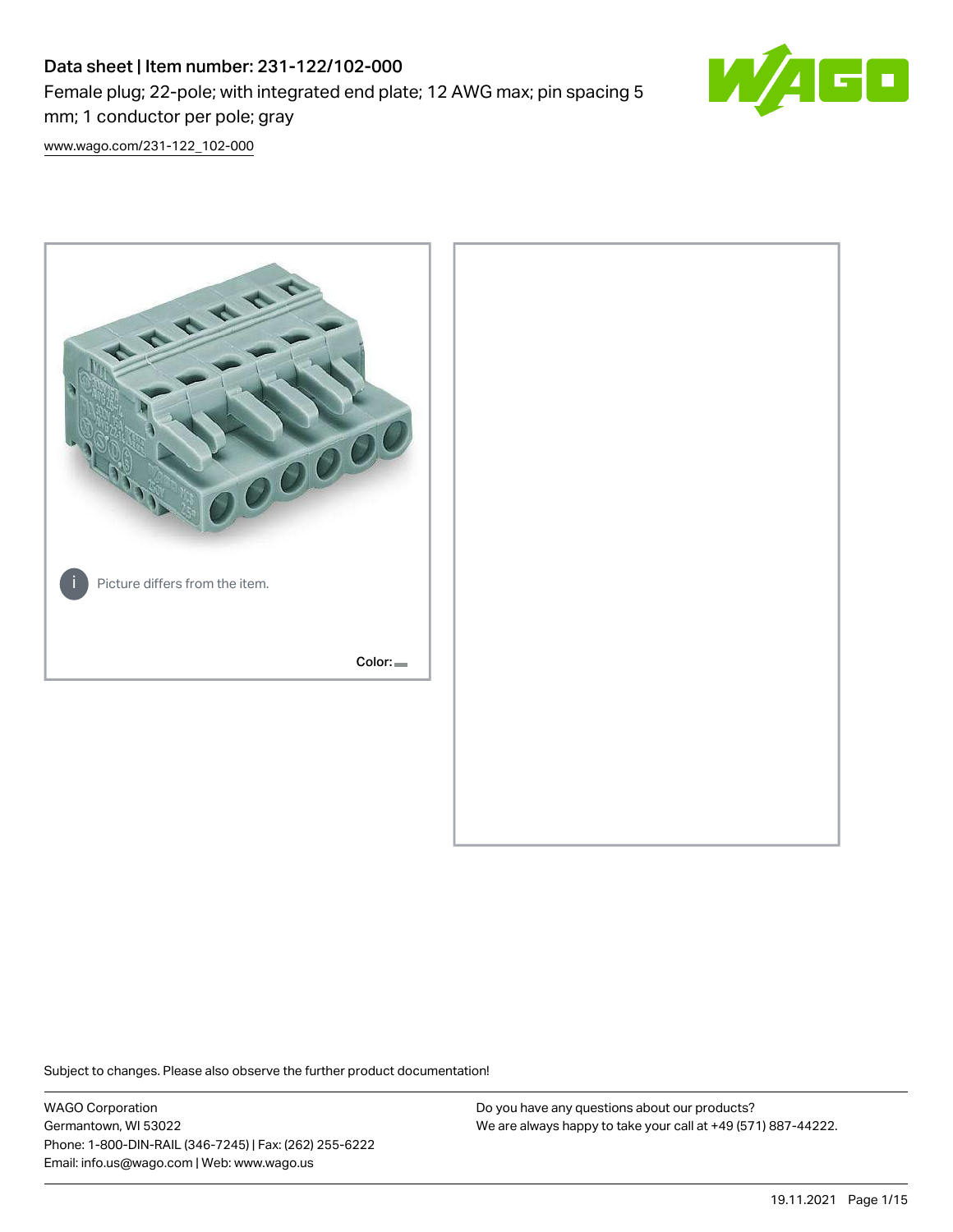# Data sheet | Item number: 231-122/102-000

Female plug; 22-pole; with integrated end plate; 12 AWG max; pin spacing 5 mm; 1 conductor per pole; gray

www.wago.com/231-122_102-000

Picture differs from the item.

Color:

Subject to changes. Please also observe the further product documentation!

WAGO Corporation
Germantown, WI 53022
Phone: 1-800-DIN-RAIL (346-7245) | Fax: (262) 255-6222
Email: info.us@wago.com | Web: www.wago.us

Do you have any questions about our products?
We are always happy to take your call at +49 (571) 887-44222.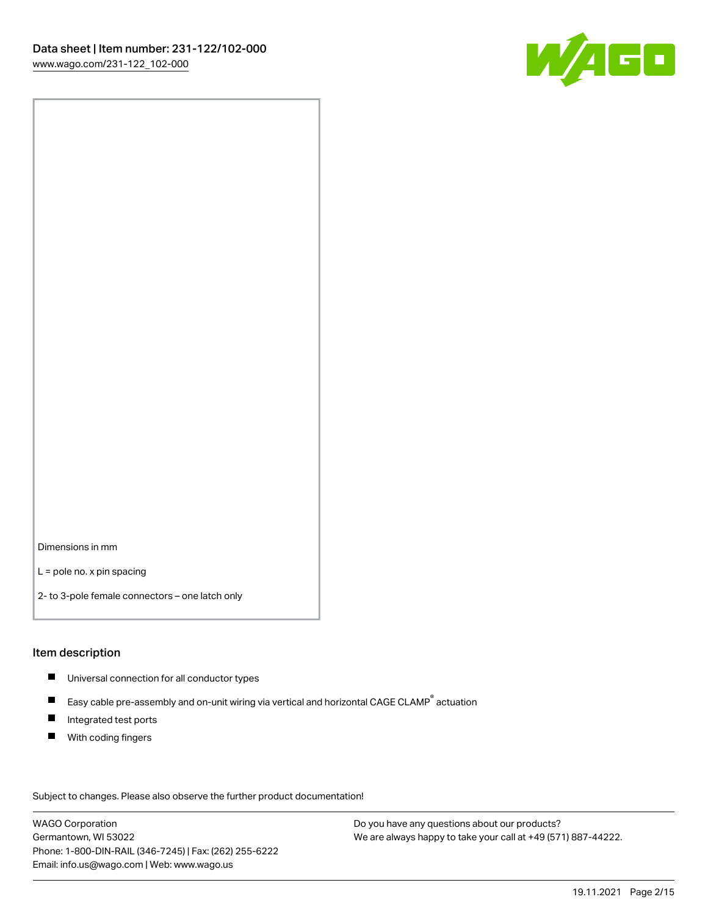Dimensions in mm

L = pole no. x pin spacing

2- to 3-pole female connectors – one latch only

## Item description

- Universal connection for all conductor types
- Easy cable pre-assembly and on-unit wiring via vertical and horizontal CAGE CLAMP® actuation
- Integrated test ports
- With coding fingers

Subject to changes. Please also observe the further product documentation!

WAGO Corporation
Germantown, WI 53022
Phone: 1-800-DIN-RAIL (346-7245) | Fax: (262) 255-6222
Email: info.us@wago.com | Web: www.wago.us

Do you have any questions about our products?
We are always happy to take your call at +49 (571) 887-44222.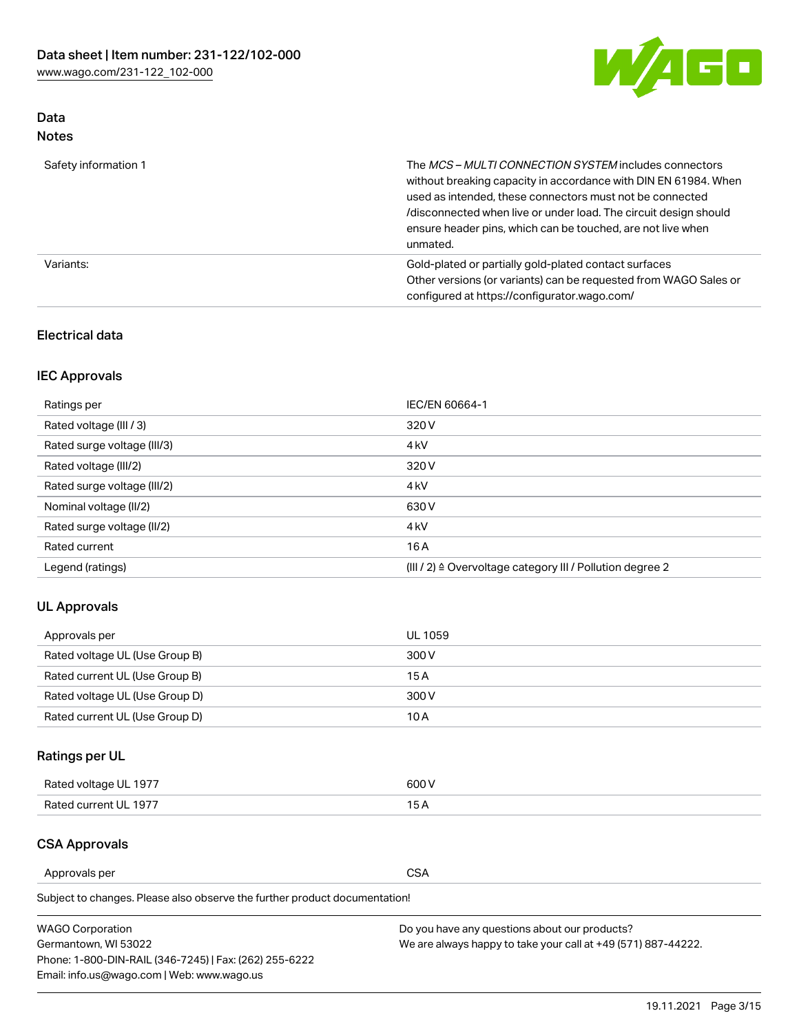## Data
### Notes

| | |
|---|---|
| Safety information 1 | The *MCS – MULTI CONNECTION SYSTEM* includes connectors without breaking capacity in accordance with DIN EN 61984. When used as intended, these connectors must not be connected /disconnected when live or under load. The circuit design should ensure header pins, which can be touched, are not live when unmated. |
| Variants: | Gold-plated or partially gold-plated contact surfaces<br>Other versions (or variants) can be requested from WAGO Sales or configured at https://configurator.wago.com/ |

### Electrical data

### IEC Approvals

| | |
|---|---|
| Ratings per | IEC/EN 60664-1 |
| Rated voltage (III / 3) | 320 V |
| Rated surge voltage (III/3) | 4 kV |
| Rated voltage (III/2) | 320 V |
| Rated surge voltage (III/2) | 4 kV |
| Nominal voltage (II/2) | 630 V |
| Rated surge voltage (II/2) | 4 kV |
| Rated current | 16 A |
| Legend (ratings) | (III / 2) ≙ Overvoltage category III / Pollution degree 2 |

### UL Approvals

| | |
|---|---|
| Approvals per | UL 1059 |
| Rated voltage UL (Use Group B) | 300 V |
| Rated current UL (Use Group B) | 15 A |
| Rated voltage UL (Use Group D) | 300 V |
| Rated current UL (Use Group D) | 10 A |

### Ratings per UL

| | |
|---|---|
| Rated voltage UL 1977 | 600 V |
| Rated current UL 1977 | 15 A |

### CSA Approvals

| | |
|---|---|
| Approvals per | CSA |

Subject to changes. Please also observe the further product documentation!

WAGO Corporation
Germantown, WI 53022
Phone: 1-800-DIN-RAIL (346-7245) | Fax: (262) 255-6222
Email: info.us@wago.com | Web: www.wago.us

Do you have any questions about our products?
We are always happy to take your call at +49 (571) 887-44222.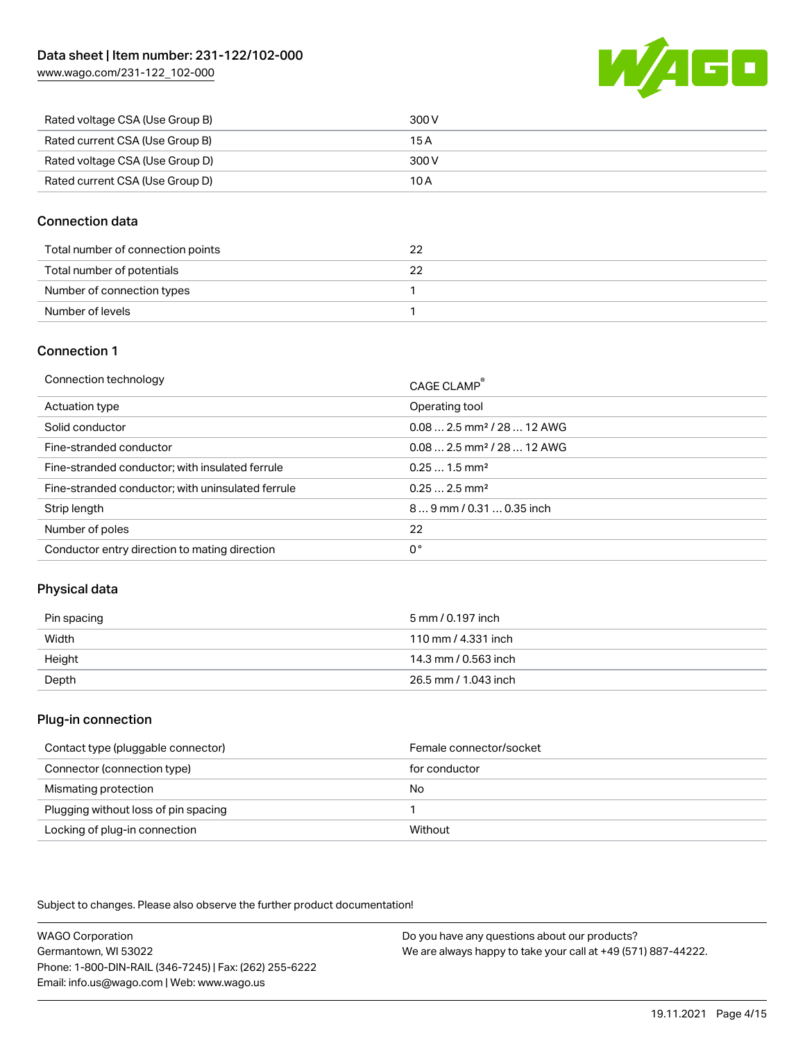| | |
|---|---|
| Rated voltage CSA (Use Group B) | 300 V |
| Rated current CSA (Use Group B) | 15 A |
| Rated voltage CSA (Use Group D) | 300 V |
| Rated current CSA (Use Group D) | 10 A |

## Connection data

| | |
|---|---|
| Total number of connection points | 22 |
| Total number of potentials | 22 |
| Number of connection types | 1 |
| Number of levels | 1 |

## Connection 1

| | |
|---|---|
| Connection technology | CAGE CLAMP® |
| Actuation type | Operating tool |
| Solid conductor | 0.08 … 2.5 mm² / 28 … 12 AWG |
| Fine-stranded conductor | 0.08 … 2.5 mm² / 28 … 12 AWG |
| Fine-stranded conductor; with insulated ferrule | 0.25 … 1.5 mm² |
| Fine-stranded conductor; with uninsulated ferrule | 0.25 … 2.5 mm² |
| Strip length | 8 … 9 mm / 0.31 … 0.35 inch |
| Number of poles | 22 |
| Conductor entry direction to mating direction | 0 ° |

## Physical data

| | |
|---|---|
| Pin spacing | 5 mm / 0.197 inch |
| Width | 110 mm / 4.331 inch |
| Height | 14.3 mm / 0.563 inch |
| Depth | 26.5 mm / 1.043 inch |

## Plug-in connection

| | |
|---|---|
| Contact type (pluggable connector) | Female connector/socket |
| Connector (connection type) | for conductor |
| Mismating protection | No |
| Plugging without loss of pin spacing | 1 |
| Locking of plug-in connection | Without |

Subject to changes. Please also observe the further product documentation!

WAGO Corporation
Germantown, WI 53022
Phone: 1-800-DIN-RAIL (346-7245) | Fax: (262) 255-6222
Email: info.us@wago.com | Web: www.wago.us

Do you have any questions about our products?
We are always happy to take your call at +49 (571) 887-44222.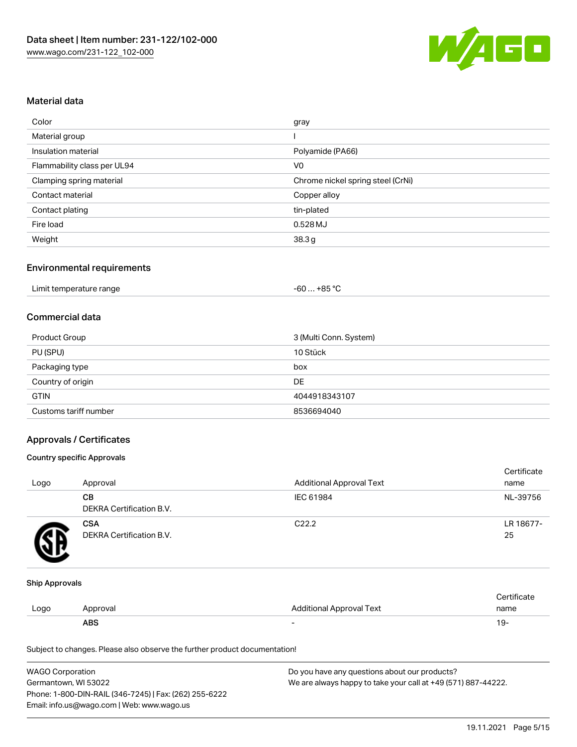## Material data

| Color | gray |
|---|---|
| Material group | I |
| Insulation material | Polyamide (PA66) |
| Flammability class per UL94 | V0 |
| Clamping spring material | Chrome nickel spring steel (CrNi) |
| Contact material | Copper alloy |
| Contact plating | tin-plated |
| Fire load | 0.528 MJ |
| Weight | 38.3 g |

## Environmental requirements

| Limit temperature range | -60 … +85 °C |
|---|---|

## Commercial data

| Product Group | 3 (Multi Conn. System) |
|---|---|
| PU (SPU) | 10 Stück |
| Packaging type | box |
| Country of origin | DE |
| GTIN | 4044918343107 |
| Customs tariff number | 8536694040 |

## Approvals / Certificates

### Country specific Approvals

| Logo | Approval | Additional Approval Text | Certificate name |
|---|---|---|---|
| | **CB** DEKRA Certification B.V. | IEC 61984 | NL-39756 |
| | **CSA** DEKRA Certification B.V. | C22.2 | LR 18677-25 |

### Ship Approvals

| Logo | Approval | Additional Approval Text | Certificate name |
|---|---|---|---|
| | **ABS** | - | 19- |

Subject to changes. Please also observe the further product documentation!

WAGO Corporation
Germantown, WI 53022
Phone: 1-800-DIN-RAIL (346-7245) | Fax: (262) 255-6222
Email: info.us@wago.com | Web: www.wago.us

Do you have any questions about our products?
We are always happy to take your call at +49 (571) 887-44222.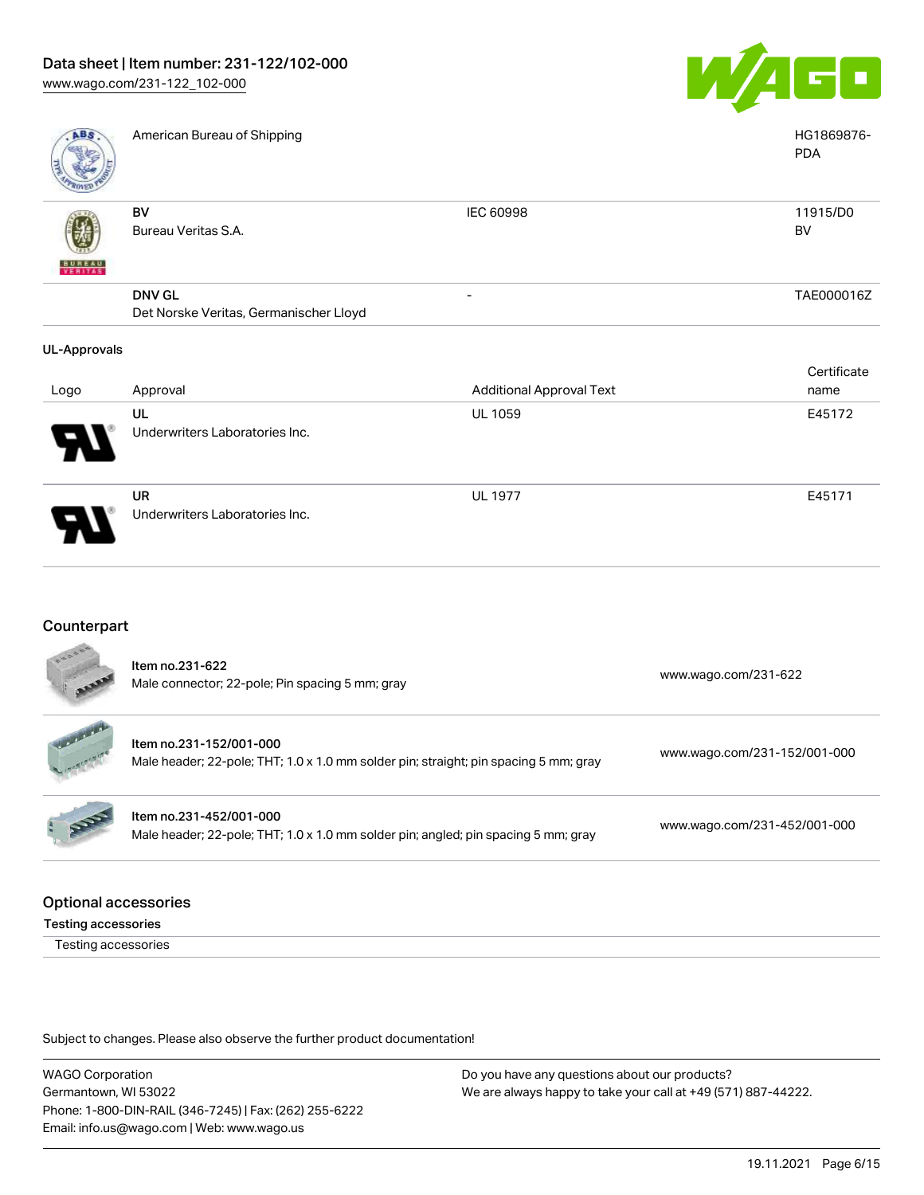| Logo | Approval | Additional Approval Text | Certificate name |
| --- | --- | --- | --- |
| | American Bureau of Shipping | | HG1869876-PDA |
| | **BV**<br>Bureau Veritas S.A. | IEC 60998 | 11915/D0 BV |
| | **DNV GL**<br>Det Norske Veritas, Germanischer Lloyd | - | TAE000016Z |

**UL-Approvals**

| Logo | Approval | Additional Approval Text | Certificate name |
| --- | --- | --- | --- |
| | **UL**<br>Underwriters Laboratories Inc. | UL 1059 | E45172 |
| | **UR**<br>Underwriters Laboratories Inc. | UL 1977 | E45171 |

## Counterpart

| Item | Link |
| --- | --- |
| Item no.231-622<br>Male connector; 22-pole; Pin spacing 5 mm; gray | www.wago.com/231-622 |
| Item no.231-152/001-000<br>Male header; 22-pole; THT; 1.0 x 1.0 mm solder pin; straight; pin spacing 5 mm; gray | www.wago.com/231-152/001-000 |
| Item no.231-452/001-000<br>Male header; 22-pole; THT; 1.0 x 1.0 mm solder pin; angled; pin spacing 5 mm; gray | www.wago.com/231-452/001-000 |

## Optional accessories

**Testing accessories**

Testing accessories

Subject to changes. Please also observe the further product documentation!

WAGO Corporation
Germantown, WI 53022
Phone: 1-800-DIN-RAIL (346-7245) | Fax: (262) 255-6222
Email: info.us@wago.com | Web: www.wago.us

Do you have any questions about our products?
We are always happy to take your call at +49 (571) 887-44222.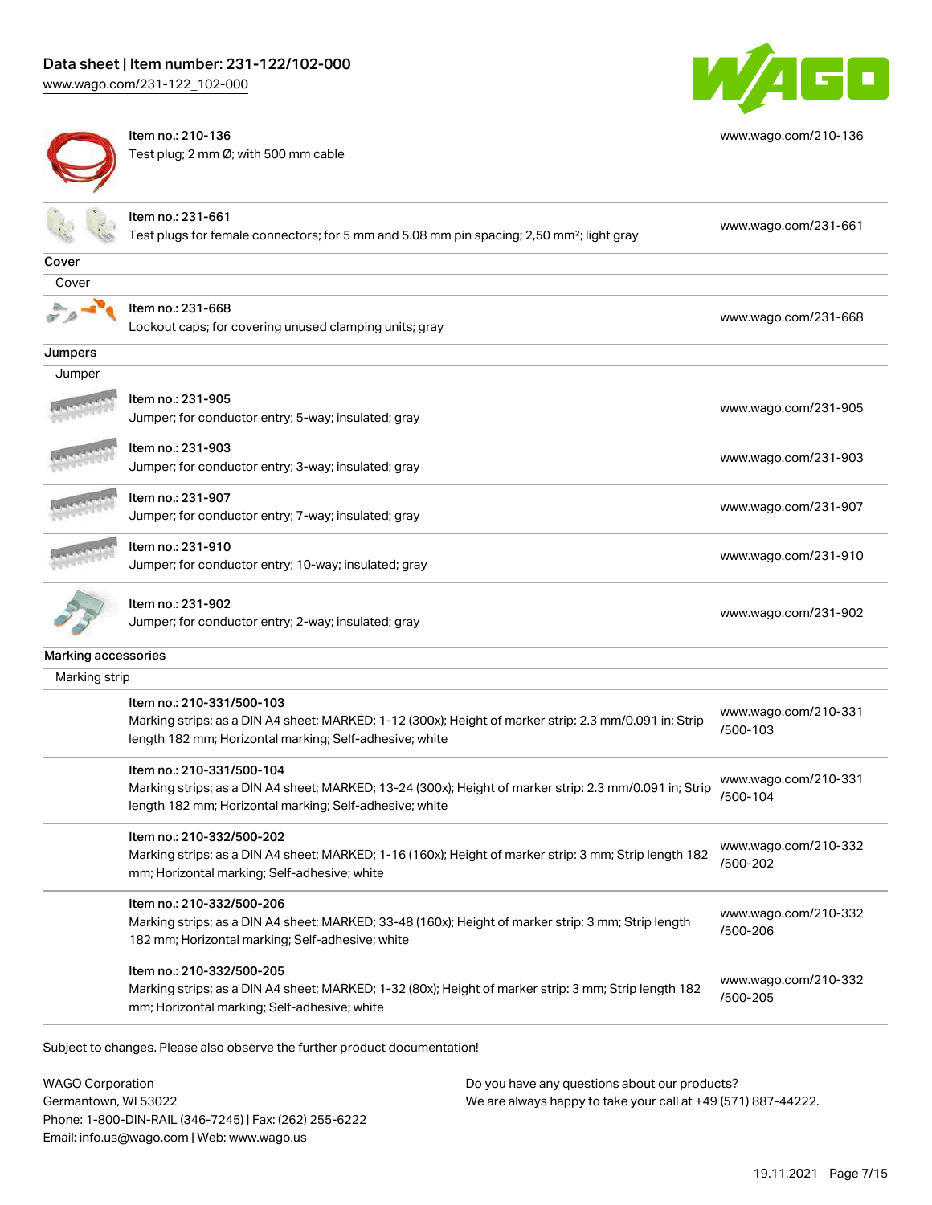| | |
|---|---|
| Item no.: 210-136<br>Test plug; 2 mm Ø; with 500 mm cable | www.wago.com/210-136 |
| Item no.: 231-661<br>Test plugs for female connectors; for 5 mm and 5.08 mm pin spacing; 2,50 mm²; light gray | www.wago.com/231-661 |

**Cover**

Cover

| | |
|---|---|
| Item no.: 231-668<br>Lockout caps; for covering unused clamping units; gray | www.wago.com/231-668 |

**Jumpers**

Jumper

| | |
|---|---|
| Item no.: 231-905<br>Jumper; for conductor entry; 5-way; insulated; gray | www.wago.com/231-905 |
| Item no.: 231-903<br>Jumper; for conductor entry; 3-way; insulated; gray | www.wago.com/231-903 |
| Item no.: 231-907<br>Jumper; for conductor entry; 7-way; insulated; gray | www.wago.com/231-907 |
| Item no.: 231-910<br>Jumper; for conductor entry; 10-way; insulated; gray | www.wago.com/231-910 |
| Item no.: 231-902<br>Jumper; for conductor entry; 2-way; insulated; gray | www.wago.com/231-902 |

**Marking accessories**

Marking strip

| | |
|---|---|
| Item no.: 210-331/500-103<br>Marking strips; as a DIN A4 sheet; MARKED; 1-12 (300x); Height of marker strip: 2.3 mm/0.091 in; Strip length 182 mm; Horizontal marking; Self-adhesive; white | www.wago.com/210-331/500-103 |
| Item no.: 210-331/500-104<br>Marking strips; as a DIN A4 sheet; MARKED; 13-24 (300x); Height of marker strip: 2.3 mm/0.091 in; Strip length 182 mm; Horizontal marking; Self-adhesive; white | www.wago.com/210-331/500-104 |
| Item no.: 210-332/500-202<br>Marking strips; as a DIN A4 sheet; MARKED; 1-16 (160x); Height of marker strip: 3 mm; Strip length 182 mm; Horizontal marking; Self-adhesive; white | www.wago.com/210-332/500-202 |
| Item no.: 210-332/500-206<br>Marking strips; as a DIN A4 sheet; MARKED; 33-48 (160x); Height of marker strip: 3 mm; Strip length 182 mm; Horizontal marking; Self-adhesive; white | www.wago.com/210-332/500-206 |
| Item no.: 210-332/500-205<br>Marking strips; as a DIN A4 sheet; MARKED; 1-32 (80x); Height of marker strip: 3 mm; Strip length 182 mm; Horizontal marking; Self-adhesive; white | www.wago.com/210-332/500-205 |

Subject to changes. Please also observe the further product documentation!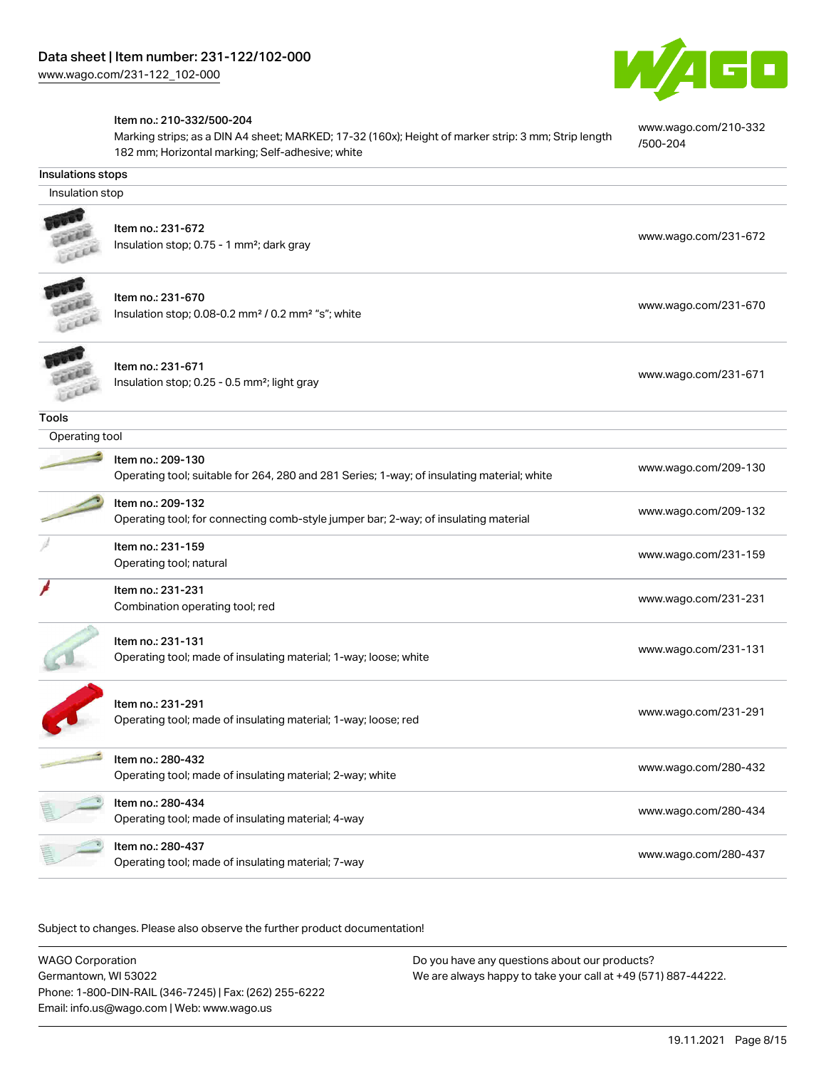| | | |
|---|---|---|
| | Item no.: 210-332/500-204<br>Marking strips; as a DIN A4 sheet; MARKED; 17-32 (160x); Height of marker strip: 3 mm; Strip length 182 mm; Horizontal marking; Self-adhesive; white | www.wago.com/210-332/500-204 |

**Insulations stops**

Insulation stop

| | | |
|---|---|---|
| | Item no.: 231-672<br>Insulation stop; 0.75 - 1 mm²; dark gray | www.wago.com/231-672 |
| | Item no.: 231-670<br>Insulation stop; 0.08-0.2 mm² / 0.2 mm² "s"; white | www.wago.com/231-670 |
| | Item no.: 231-671<br>Insulation stop; 0.25 - 0.5 mm²; light gray | www.wago.com/231-671 |

**Tools**

Operating tool

| | | |
|---|---|---|
| | Item no.: 209-130<br>Operating tool; suitable for 264, 280 and 281 Series; 1-way; of insulating material; white | www.wago.com/209-130 |
| | Item no.: 209-132<br>Operating tool; for connecting comb-style jumper bar; 2-way; of insulating material | www.wago.com/209-132 |
| | Item no.: 231-159<br>Operating tool; natural | www.wago.com/231-159 |
| | Item no.: 231-231<br>Combination operating tool; red | www.wago.com/231-231 |
| | Item no.: 231-131<br>Operating tool; made of insulating material; 1-way; loose; white | www.wago.com/231-131 |
| | Item no.: 231-291<br>Operating tool; made of insulating material; 1-way; loose; red | www.wago.com/231-291 |
| | Item no.: 280-432<br>Operating tool; made of insulating material; 2-way; white | www.wago.com/280-432 |
| | Item no.: 280-434<br>Operating tool; made of insulating material; 4-way | www.wago.com/280-434 |
| | Item no.: 280-437<br>Operating tool; made of insulating material; 7-way | www.wago.com/280-437 |

Subject to changes. Please also observe the further product documentation!

WAGO Corporation
Germantown, WI 53022
Phone: 1-800-DIN-RAIL (346-7245) | Fax: (262) 255-6222
Email: info.us@wago.com | Web: www.wago.us

Do you have any questions about our products?
We are always happy to take your call at +49 (571) 887-44222.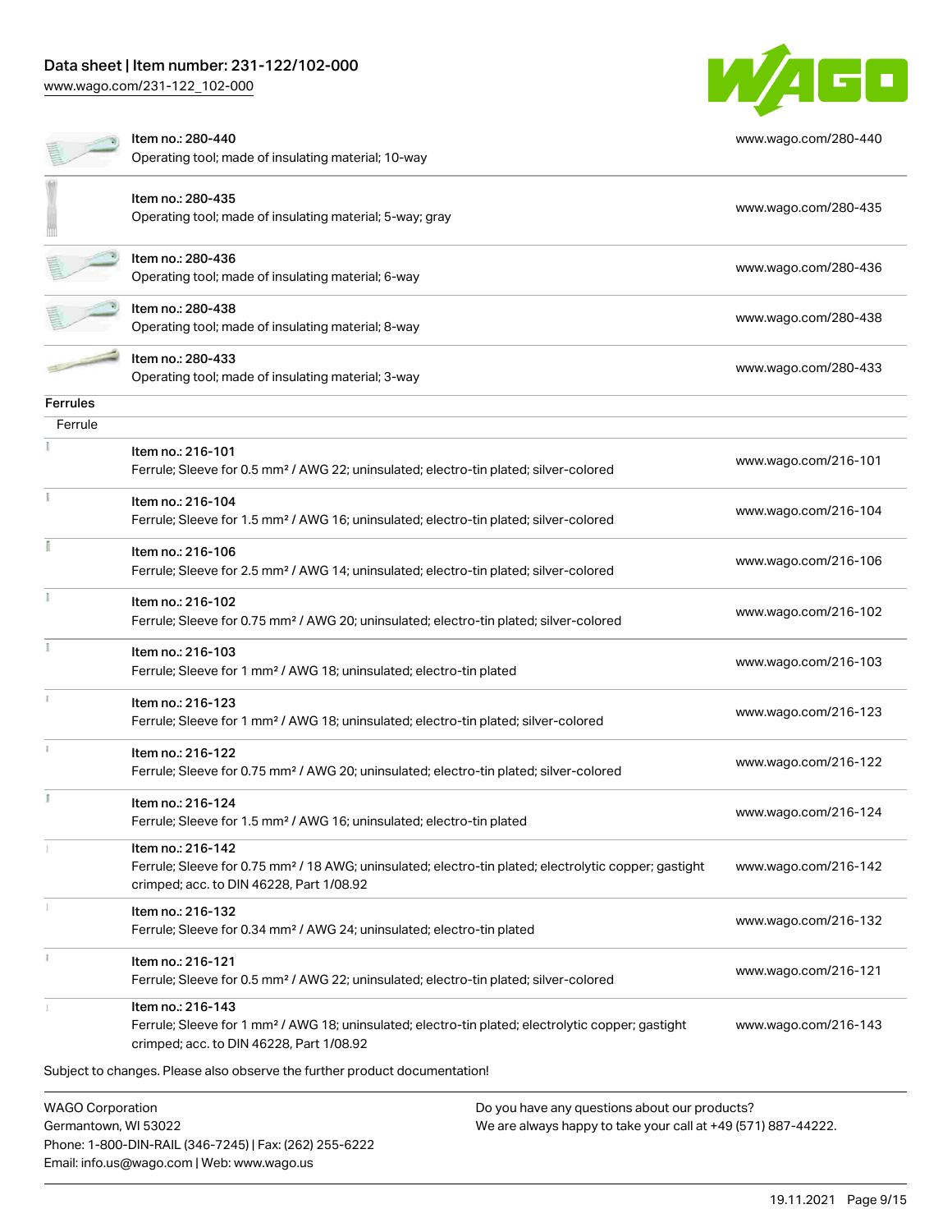| Item | URL |
| --- | --- |
| Item no.: 280-440<br>Operating tool; made of insulating material; 10-way | www.wago.com/280-440 |
| Item no.: 280-435<br>Operating tool; made of insulating material; 5-way; gray | www.wago.com/280-435 |
| Item no.: 280-436<br>Operating tool; made of insulating material; 6-way | www.wago.com/280-436 |
| Item no.: 280-438<br>Operating tool; made of insulating material; 8-way | www.wago.com/280-438 |
| Item no.: 280-433<br>Operating tool; made of insulating material; 3-way | www.wago.com/280-433 |

## Ferrules

Ferrule

| Item | URL |
| --- | --- |
| Item no.: 216-101<br>Ferrule; Sleeve for 0.5 mm² / AWG 22; uninsulated; electro-tin plated; silver-colored | www.wago.com/216-101 |
| Item no.: 216-104<br>Ferrule; Sleeve for 1.5 mm² / AWG 16; uninsulated; electro-tin plated; silver-colored | www.wago.com/216-104 |
| Item no.: 216-106<br>Ferrule; Sleeve for 2.5 mm² / AWG 14; uninsulated; electro-tin plated; silver-colored | www.wago.com/216-106 |
| Item no.: 216-102<br>Ferrule; Sleeve for 0.75 mm² / AWG 20; uninsulated; electro-tin plated; silver-colored | www.wago.com/216-102 |
| Item no.: 216-103<br>Ferrule; Sleeve for 1 mm² / AWG 18; uninsulated; electro-tin plated | www.wago.com/216-103 |
| Item no.: 216-123<br>Ferrule; Sleeve for 1 mm² / AWG 18; uninsulated; electro-tin plated; silver-colored | www.wago.com/216-123 |
| Item no.: 216-122<br>Ferrule; Sleeve for 0.75 mm² / AWG 20; uninsulated; electro-tin plated; silver-colored | www.wago.com/216-122 |
| Item no.: 216-124<br>Ferrule; Sleeve for 1.5 mm² / AWG 16; uninsulated; electro-tin plated | www.wago.com/216-124 |
| Item no.: 216-142<br>Ferrule; Sleeve for 0.75 mm² / 18 AWG; uninsulated; electro-tin plated; electrolytic copper; gastight crimped; acc. to DIN 46228, Part 1/08.92 | www.wago.com/216-142 |
| Item no.: 216-132<br>Ferrule; Sleeve for 0.34 mm² / AWG 24; uninsulated; electro-tin plated | www.wago.com/216-132 |
| Item no.: 216-121<br>Ferrule; Sleeve for 0.5 mm² / AWG 22; uninsulated; electro-tin plated; silver-colored | www.wago.com/216-121 |
| Item no.: 216-143<br>Ferrule; Sleeve for 1 mm² / AWG 18; uninsulated; electro-tin plated; electrolytic copper; gastight crimped; acc. to DIN 46228, Part 1/08.92 | www.wago.com/216-143 |

Subject to changes. Please also observe the further product documentation!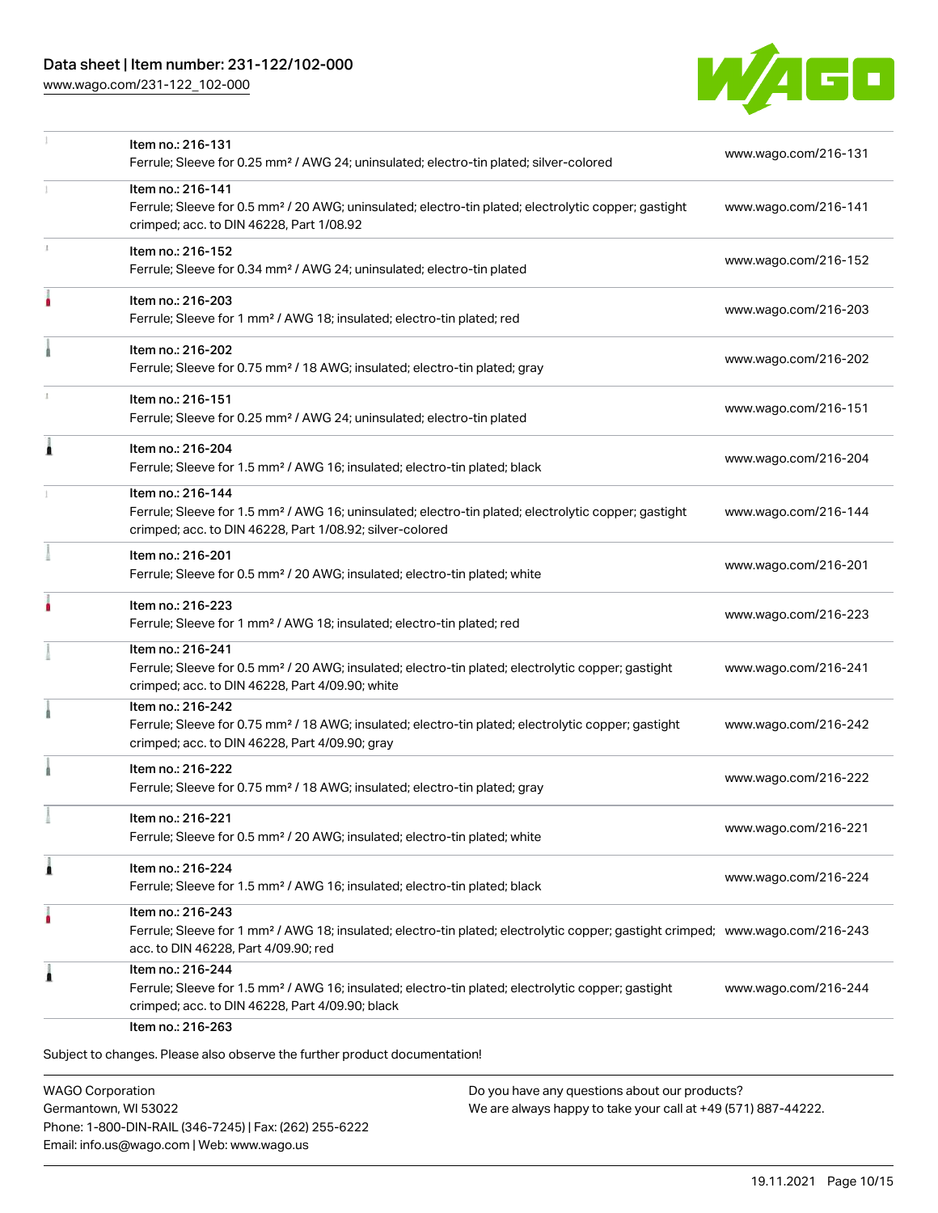| Item | Description | Link |
| --- | --- | --- |
| Item no.: 216-131 | Ferrule; Sleeve for 0.25 mm² / AWG 24; uninsulated; electro-tin plated; silver-colored | www.wago.com/216-131 |
| Item no.: 216-141 | Ferrule; Sleeve for 0.5 mm² / 20 AWG; uninsulated; electro-tin plated; electrolytic copper; gastight crimped; acc. to DIN 46228, Part 1/08.92 | www.wago.com/216-141 |
| Item no.: 216-152 | Ferrule; Sleeve for 0.34 mm² / AWG 24; uninsulated; electro-tin plated | www.wago.com/216-152 |
| Item no.: 216-203 | Ferrule; Sleeve for 1 mm² / AWG 18; insulated; electro-tin plated; red | www.wago.com/216-203 |
| Item no.: 216-202 | Ferrule; Sleeve for 0.75 mm² / 18 AWG; insulated; electro-tin plated; gray | www.wago.com/216-202 |
| Item no.: 216-151 | Ferrule; Sleeve for 0.25 mm² / AWG 24; uninsulated; electro-tin plated | www.wago.com/216-151 |
| Item no.: 216-204 | Ferrule; Sleeve for 1.5 mm² / AWG 16; insulated; electro-tin plated; black | www.wago.com/216-204 |
| Item no.: 216-144 | Ferrule; Sleeve for 1.5 mm² / AWG 16; uninsulated; electro-tin plated; electrolytic copper; gastight crimped; acc. to DIN 46228, Part 1/08.92; silver-colored | www.wago.com/216-144 |
| Item no.: 216-201 | Ferrule; Sleeve for 0.5 mm² / 20 AWG; insulated; electro-tin plated; white | www.wago.com/216-201 |
| Item no.: 216-223 | Ferrule; Sleeve for 1 mm² / AWG 18; insulated; electro-tin plated; red | www.wago.com/216-223 |
| Item no.: 216-241 | Ferrule; Sleeve for 0.5 mm² / 20 AWG; insulated; electro-tin plated; electrolytic copper; gastight crimped; acc. to DIN 46228, Part 4/09.90; white | www.wago.com/216-241 |
| Item no.: 216-242 | Ferrule; Sleeve for 0.75 mm² / 18 AWG; insulated; electro-tin plated; electrolytic copper; gastight crimped; acc. to DIN 46228, Part 4/09.90; gray | www.wago.com/216-242 |
| Item no.: 216-222 | Ferrule; Sleeve for 0.75 mm² / 18 AWG; insulated; electro-tin plated; gray | www.wago.com/216-222 |
| Item no.: 216-221 | Ferrule; Sleeve for 0.5 mm² / 20 AWG; insulated; electro-tin plated; white | www.wago.com/216-221 |
| Item no.: 216-224 | Ferrule; Sleeve for 1.5 mm² / AWG 16; insulated; electro-tin plated; black | www.wago.com/216-224 |
| Item no.: 216-243 | Ferrule; Sleeve for 1 mm² / AWG 18; insulated; electro-tin plated; electrolytic copper; gastight crimped; acc. to DIN 46228, Part 4/09.90; red | www.wago.com/216-243 |
| Item no.: 216-244 | Ferrule; Sleeve for 1.5 mm² / AWG 16; insulated; electro-tin plated; electrolytic copper; gastight crimped; acc. to DIN 46228, Part 4/09.90; black | www.wago.com/216-244 |
| Item no.: 216-263 | | |

Subject to changes. Please also observe the further product documentation!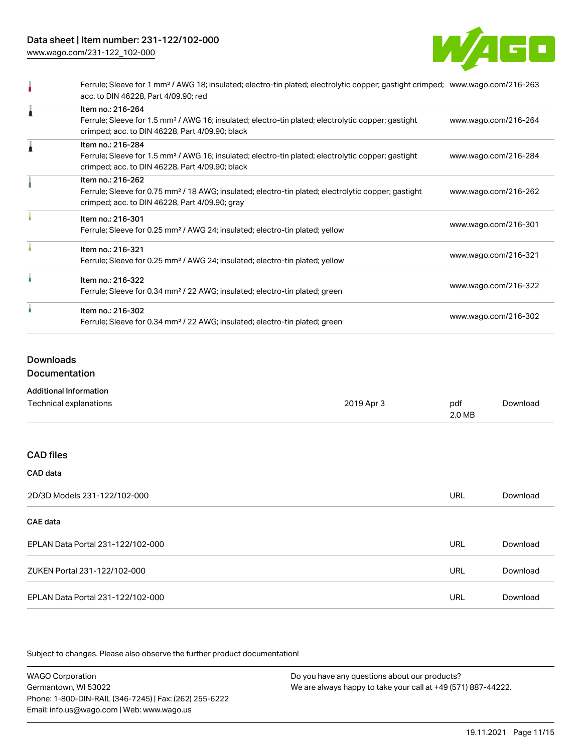| | | |
|---|---|---|
| | Ferrule; Sleeve for 1 mm² / AWG 18; insulated; electro-tin plated; electrolytic copper; gastight crimped; acc. to DIN 46228, Part 4/09.90; red | www.wago.com/216-263 |
| | Item no.: 216-264<br>Ferrule; Sleeve for 1.5 mm² / AWG 16; insulated; electro-tin plated; electrolytic copper; gastight crimped; acc. to DIN 46228, Part 4/09.90; black | www.wago.com/216-264 |
| | Item no.: 216-284<br>Ferrule; Sleeve for 1.5 mm² / AWG 16; insulated; electro-tin plated; electrolytic copper; gastight crimped; acc. to DIN 46228, Part 4/09.90; black | www.wago.com/216-284 |
| | Item no.: 216-262<br>Ferrule; Sleeve for 0.75 mm² / 18 AWG; insulated; electro-tin plated; electrolytic copper; gastight crimped; acc. to DIN 46228, Part 4/09.90; gray | www.wago.com/216-262 |
| | Item no.: 216-301<br>Ferrule; Sleeve for 0.25 mm² / AWG 24; insulated; electro-tin plated; yellow | www.wago.com/216-301 |
| | Item no.: 216-321<br>Ferrule; Sleeve for 0.25 mm² / AWG 24; insulated; electro-tin plated; yellow | www.wago.com/216-321 |
| | Item no.: 216-322<br>Ferrule; Sleeve for 0.34 mm² / 22 AWG; insulated; electro-tin plated; green | www.wago.com/216-322 |
| | Item no.: 216-302<br>Ferrule; Sleeve for 0.34 mm² / 22 AWG; insulated; electro-tin plated; green | www.wago.com/216-302 |

## Downloads

### Documentation

**Additional Information**

| | | | |
|---|---|---|---|
| Technical explanations | 2019 Apr 3 | pdf<br>2.0 MB | Download |

### CAD files

**CAD data**

| | | |
|---|---|---|
| 2D/3D Models 231-122/102-000 | URL | Download |

**CAE data**

| | | |
|---|---|---|
| EPLAN Data Portal 231-122/102-000 | URL | Download |
| ZUKEN Portal 231-122/102-000 | URL | Download |
| EPLAN Data Portal 231-122/102-000 | URL | Download |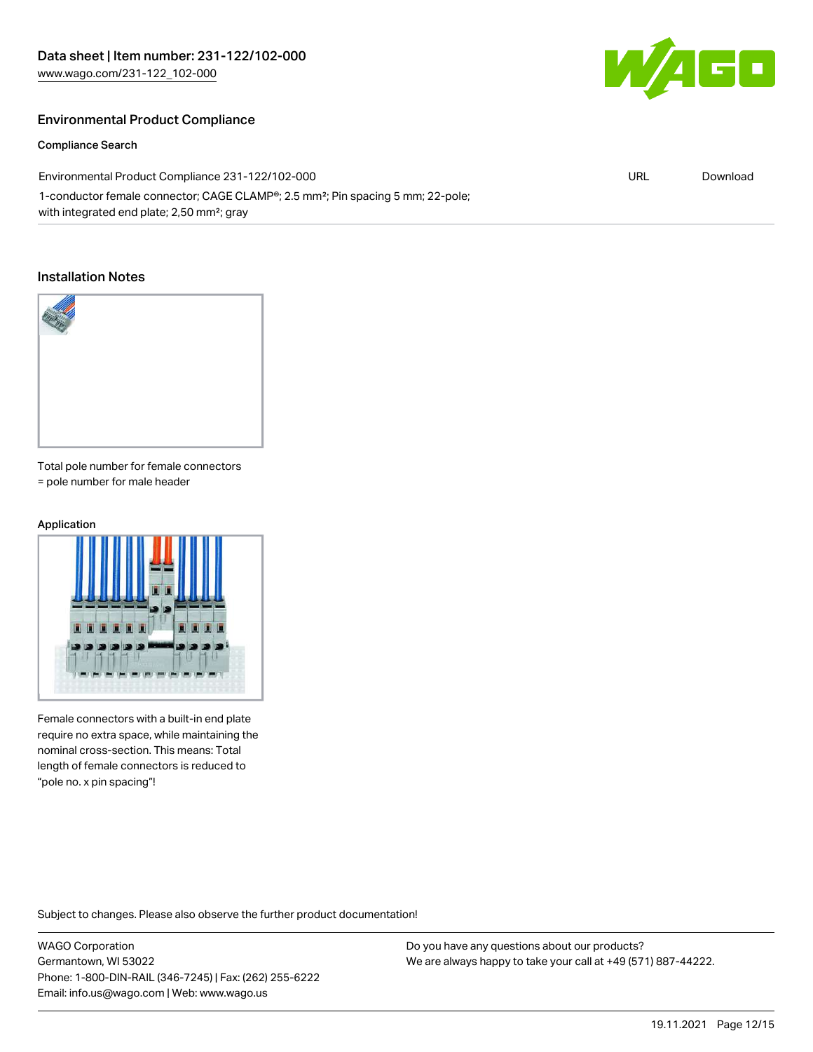## Environmental Product Compliance

### Compliance Search

| | | |
|---|---|---|
| Environmental Product Compliance 231-122/102-000<br>1-conductor female connector; CAGE CLAMP®; 2.5 mm²; Pin spacing 5 mm; 22-pole; with integrated end plate; 2,50 mm²; gray | URL | Download |

## Installation Notes

Total pole number for female connectors = pole number for male header

### Application

Female connectors with a built-in end plate require no extra space, while maintaining the nominal cross-section. This means: Total length of female connectors is reduced to "pole no. x pin spacing"!

Subject to changes. Please also observe the further product documentation!

WAGO Corporation
Germantown, WI 53022
Phone: 1-800-DIN-RAIL (346-7245) | Fax: (262) 255-6222
Email: info.us@wago.com | Web: www.wago.us

Do you have any questions about our products?
We are always happy to take your call at +49 (571) 887-44222.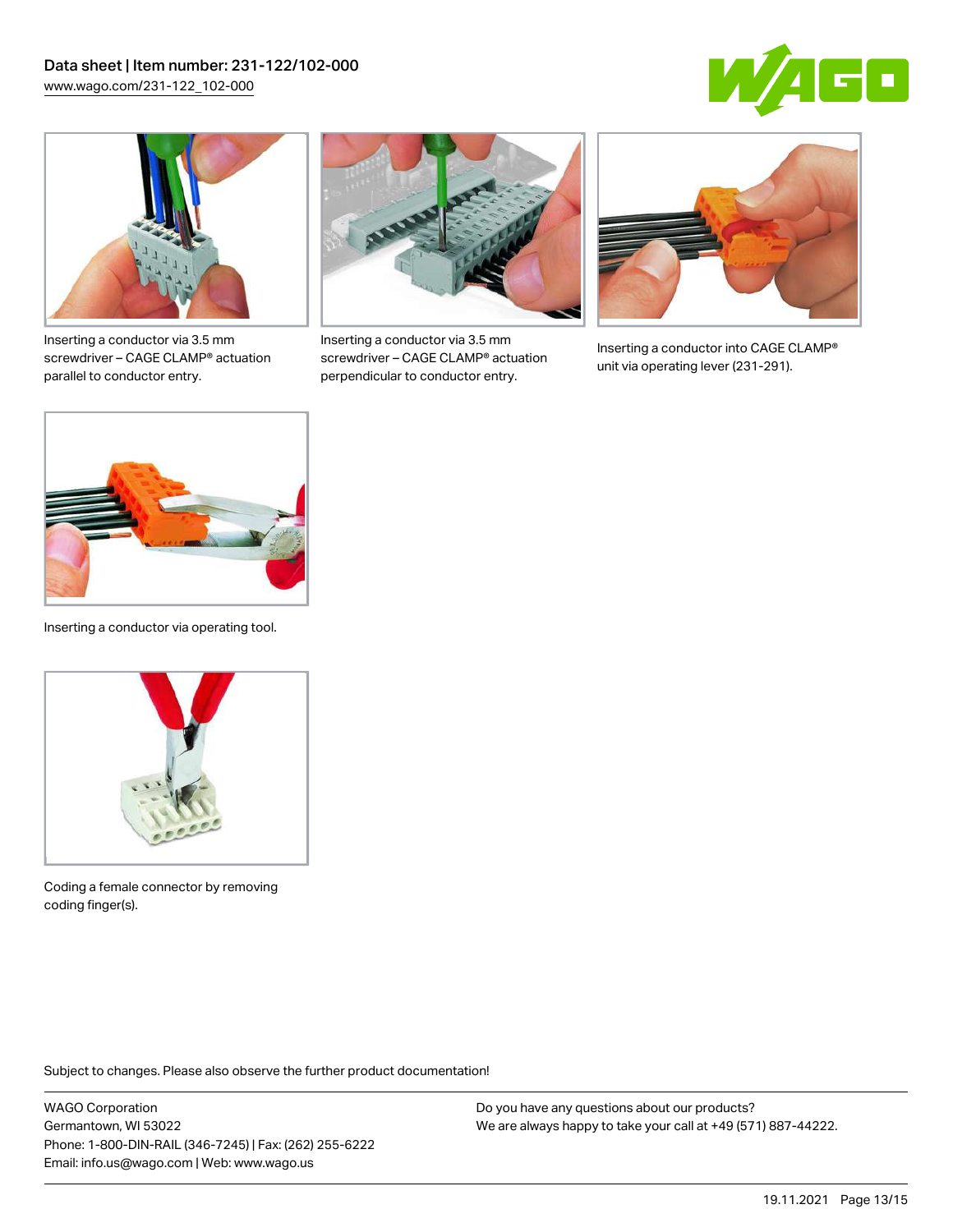Inserting a conductor via 3.5 mm screwdriver – CAGE CLAMP® actuation parallel to conductor entry.

Inserting a conductor via 3.5 mm screwdriver – CAGE CLAMP® actuation perpendicular to conductor entry.

Inserting a conductor into CAGE CLAMP® unit via operating lever (231-291).

Inserting a conductor via operating tool.

Coding a female connector by removing coding finger(s).

Subject to changes. Please also observe the further product documentation!

WAGO Corporation
Germantown, WI 53022
Phone: 1-800-DIN-RAIL (346-7245) | Fax: (262) 255-6222
Email: info.us@wago.com | Web: www.wago.us

Do you have any questions about our products?
We are always happy to take your call at +49 (571) 887-44222.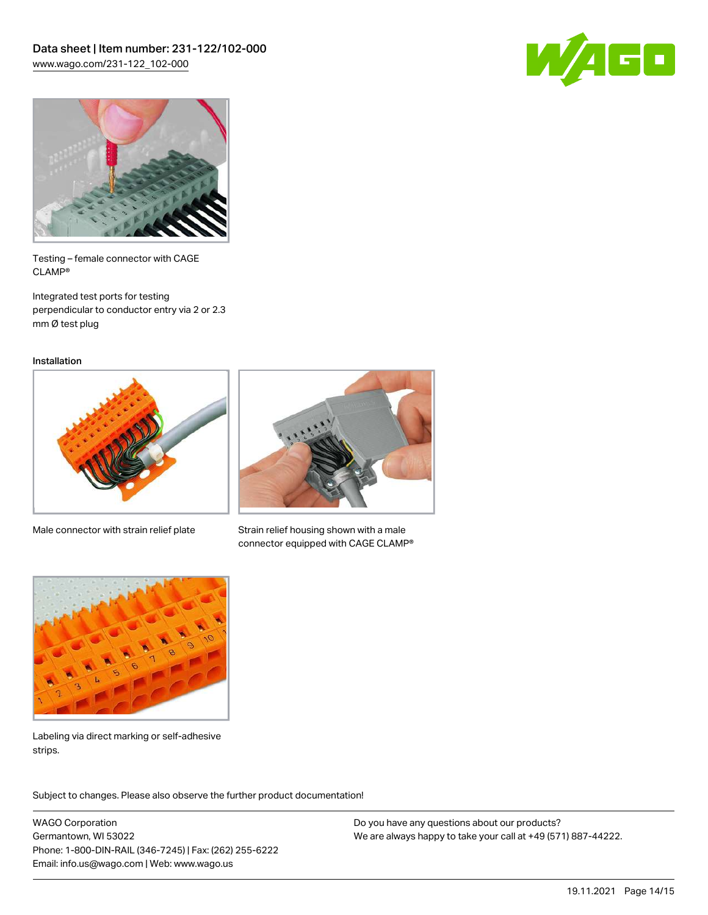Testing – female connector with CAGE CLAMP®

Integrated test ports for testing perpendicular to conductor entry via 2 or 2.3 mm Ø test plug

## Installation

Male connector with strain relief plate

Strain relief housing shown with a male connector equipped with CAGE CLAMP®

Labeling via direct marking or self-adhesive strips.

Subject to changes. Please also observe the further product documentation!

WAGO Corporation
Germantown, WI 53022
Phone: 1-800-DIN-RAIL (346-7245) | Fax: (262) 255-6222
Email: info.us@wago.com | Web: www.wago.us

Do you have any questions about our products?
We are always happy to take your call at +49 (571) 887-44222.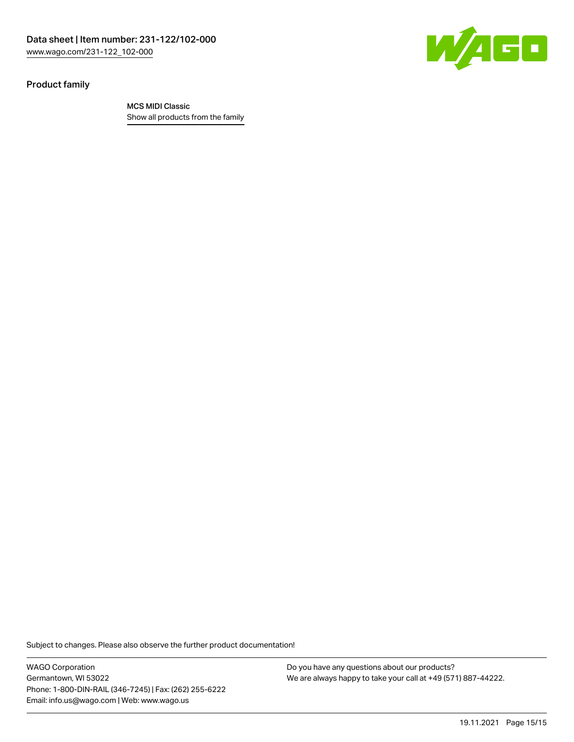## Product family

MCS MIDI Classic
Show all products from the family

Subject to changes. Please also observe the further product documentation!

WAGO Corporation
Germantown, WI 53022
Phone: 1-800-DIN-RAIL (346-7245) | Fax: (262) 255-6222
Email: info.us@wago.com | Web: www.wago.us

Do you have any questions about our products?
We are always happy to take your call at +49 (571) 887-44222.